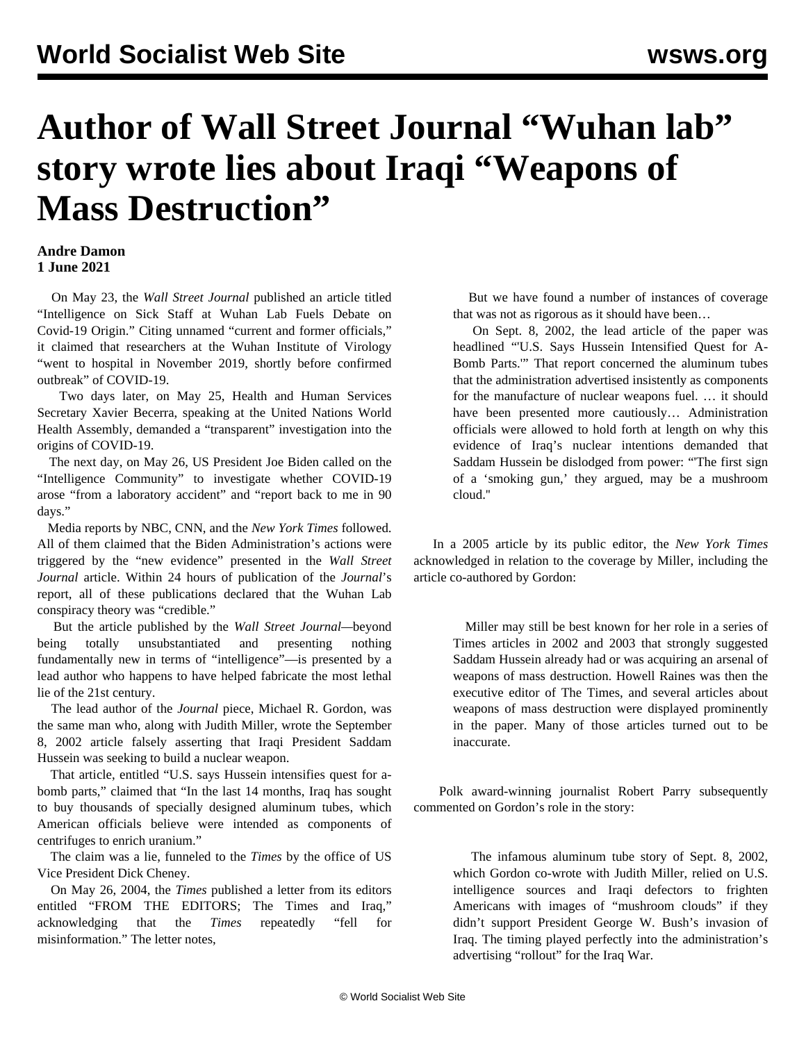# Author of Wall Street Journal “Wuhan lab” story wrote lies about Iraqi “Weapons of Mass Destruction”

**Andre Damon**
**1 June 2021**

On May 23, the *Wall Street Journal* published an article titled “Intelligence on Sick Staff at Wuhan Lab Fuels Debate on Covid-19 Origin.” Citing unnamed “current and former officials,” it claimed that researchers at the Wuhan Institute of Virology “went to hospital in November 2019, shortly before confirmed outbreak” of COVID-19.

Two days later, on May 25, Health and Human Services Secretary Xavier Becerra, speaking at the United Nations World Health Assembly, demanded a “transparent” investigation into the origins of COVID-19.

The next day, on May 26, US President Joe Biden called on the “Intelligence Community” to investigate whether COVID-19 arose “from a laboratory accident” and “report back to me in 90 days.”

Media reports by NBC, CNN, and the *New York Times* followed. All of them claimed that the Biden Administration’s actions were triggered by the “new evidence” presented in the *Wall Street Journal* article. Within 24 hours of publication of the *Journal*’s report, all of these publications declared that the Wuhan Lab conspiracy theory was “credible.”

But the article published by the *Wall Street Journal*—beyond being totally unsubstantiated and presenting nothing fundamentally new in terms of “intelligence”—is presented by a lead author who happens to have helped fabricate the most lethal lie of the 21st century.

The lead author of the *Journal* piece, Michael R. Gordon, was the same man who, along with Judith Miller, wrote the September 8, 2002 article falsely asserting that Iraqi President Saddam Hussein was seeking to build a nuclear weapon.

That article, entitled “U.S. says Hussein intensifies quest for a-bomb parts,” claimed that “In the last 14 months, Iraq has sought to buy thousands of specially designed aluminum tubes, which American officials believe were intended as components of centrifuges to enrich uranium.”

The claim was a lie, funneled to the *Times* by the office of US Vice President Dick Cheney.

On May 26, 2004, the *Times* published a letter from its editors entitled “FROM THE EDITORS; The Times and Iraq,” acknowledging that the *Times* repeatedly “fell for misinformation.” The letter notes,

> But we have found a number of instances of coverage that was not as rigorous as it should have been…
>
> On Sept. 8, 2002, the lead article of the paper was headlined "'U.S. Says Hussein Intensified Quest for A-Bomb Parts.'" That report concerned the aluminum tubes that the administration advertised insistently as components for the manufacture of nuclear weapons fuel. … it should have been presented more cautiously… Administration officials were allowed to hold forth at length on why this evidence of Iraq’s nuclear intentions demanded that Saddam Hussein be dislodged from power: "'The first sign of a ‘smoking gun,’ they argued, may be a mushroom cloud."

In a 2005 article by its public editor, the *New York Times* acknowledged in relation to the coverage by Miller, including the article co-authored by Gordon:

> Miller may still be best known for her role in a series of Times articles in 2002 and 2003 that strongly suggested Saddam Hussein already had or was acquiring an arsenal of weapons of mass destruction. Howell Raines was then the executive editor of The Times, and several articles about weapons of mass destruction were displayed prominently in the paper. Many of those articles turned out to be inaccurate.

Polk award-winning journalist Robert Parry subsequently commented on Gordon’s role in the story:

> The infamous aluminum tube story of Sept. 8, 2002, which Gordon co-wrote with Judith Miller, relied on U.S. intelligence sources and Iraqi defectors to frighten Americans with images of “mushroom clouds” if they didn’t support President George W. Bush’s invasion of Iraq. The timing played perfectly into the administration’s advertising “rollout” for the Iraq War.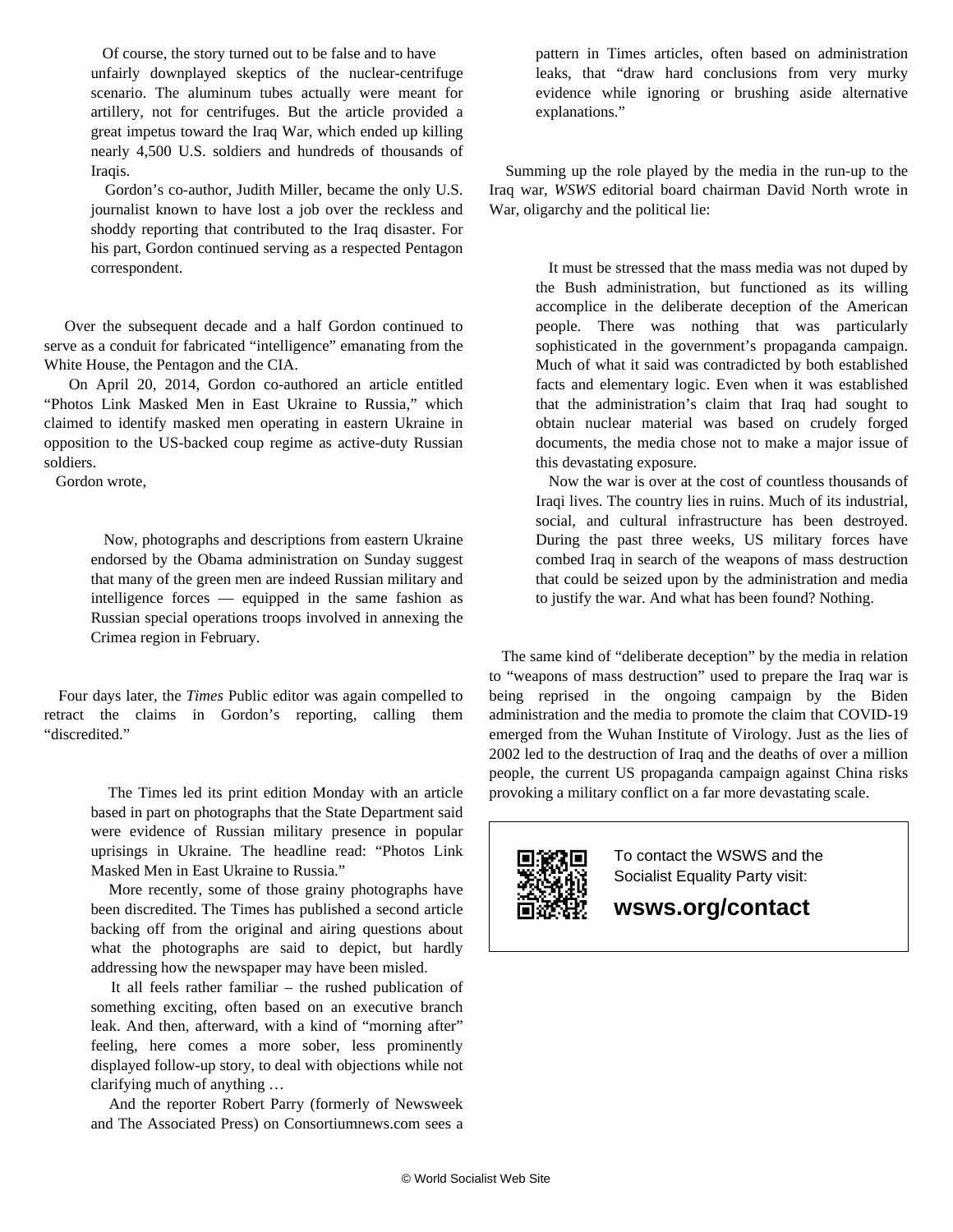> Of course, the story turned out to be false and to have unfairly downplayed skeptics of the nuclear-centrifuge scenario. The aluminum tubes actually were meant for artillery, not for centrifuges. But the article provided a great impetus toward the Iraq War, which ended up killing nearly 4,500 U.S. soldiers and hundreds of thousands of Iraqis.
>
> Gordon's co-author, Judith Miller, became the only U.S. journalist known to have lost a job over the reckless and shoddy reporting that contributed to the Iraq disaster. For his part, Gordon continued serving as a respected Pentagon correspondent.

Over the subsequent decade and a half Gordon continued to serve as a conduit for fabricated "intelligence" emanating from the White House, the Pentagon and the CIA.

On April 20, 2014, Gordon co-authored an article entitled "Photos Link Masked Men in East Ukraine to Russia," which claimed to identify masked men operating in eastern Ukraine in opposition to the US-backed coup regime as active-duty Russian soldiers.

Gordon wrote,

> Now, photographs and descriptions from eastern Ukraine endorsed by the Obama administration on Sunday suggest that many of the green men are indeed Russian military and intelligence forces — equipped in the same fashion as Russian special operations troops involved in annexing the Crimea region in February.

Four days later, the *Times* Public editor was again compelled to retract the claims in Gordon's reporting, calling them "discredited."

> The Times led its print edition Monday with an article based in part on photographs that the State Department said were evidence of Russian military presence in popular uprisings in Ukraine. The headline read: "Photos Link Masked Men in East Ukraine to Russia."
>
> More recently, some of those grainy photographs have been discredited. The Times has published a second article backing off from the original and airing questions about what the photographs are said to depict, but hardly addressing how the newspaper may have been misled.
>
> It all feels rather familiar – the rushed publication of something exciting, often based on an executive branch leak. And then, afterward, with a kind of "morning after" feeling, here comes a more sober, less prominently displayed follow-up story, to deal with objections while not clarifying much of anything …
>
> And the reporter Robert Parry (formerly of Newsweek and The Associated Press) on Consortiumnews.com sees a pattern in Times articles, often based on administration leaks, that "draw hard conclusions from very murky evidence while ignoring or brushing aside alternative explanations."

Summing up the role played by the media in the run-up to the Iraq war, *WSWS* editorial board chairman David North wrote in War, oligarchy and the political lie:

> It must be stressed that the mass media was not duped by the Bush administration, but functioned as its willing accomplice in the deliberate deception of the American people. There was nothing that was particularly sophisticated in the government's propaganda campaign. Much of what it said was contradicted by both established facts and elementary logic. Even when it was established that the administration's claim that Iraq had sought to obtain nuclear material was based on crudely forged documents, the media chose not to make a major issue of this devastating exposure.
>
> Now the war is over at the cost of countless thousands of Iraqi lives. The country lies in ruins. Much of its industrial, social, and cultural infrastructure has been destroyed. During the past three weeks, US military forces have combed Iraq in search of the weapons of mass destruction that could be seized upon by the administration and media to justify the war. And what has been found? Nothing.

The same kind of "deliberate deception" by the media in relation to "weapons of mass destruction" used to prepare the Iraq war is being reprised in the ongoing campaign by the Biden administration and the media to promote the claim that COVID-19 emerged from the Wuhan Institute of Virology. Just as the lies of 2002 led to the destruction of Iraq and the deaths of over a million people, the current US propaganda campaign against China risks provoking a military conflict on a far more devastating scale.

To contact the WSWS and the Socialist Equality Party visit:

**wsws.org/contact**